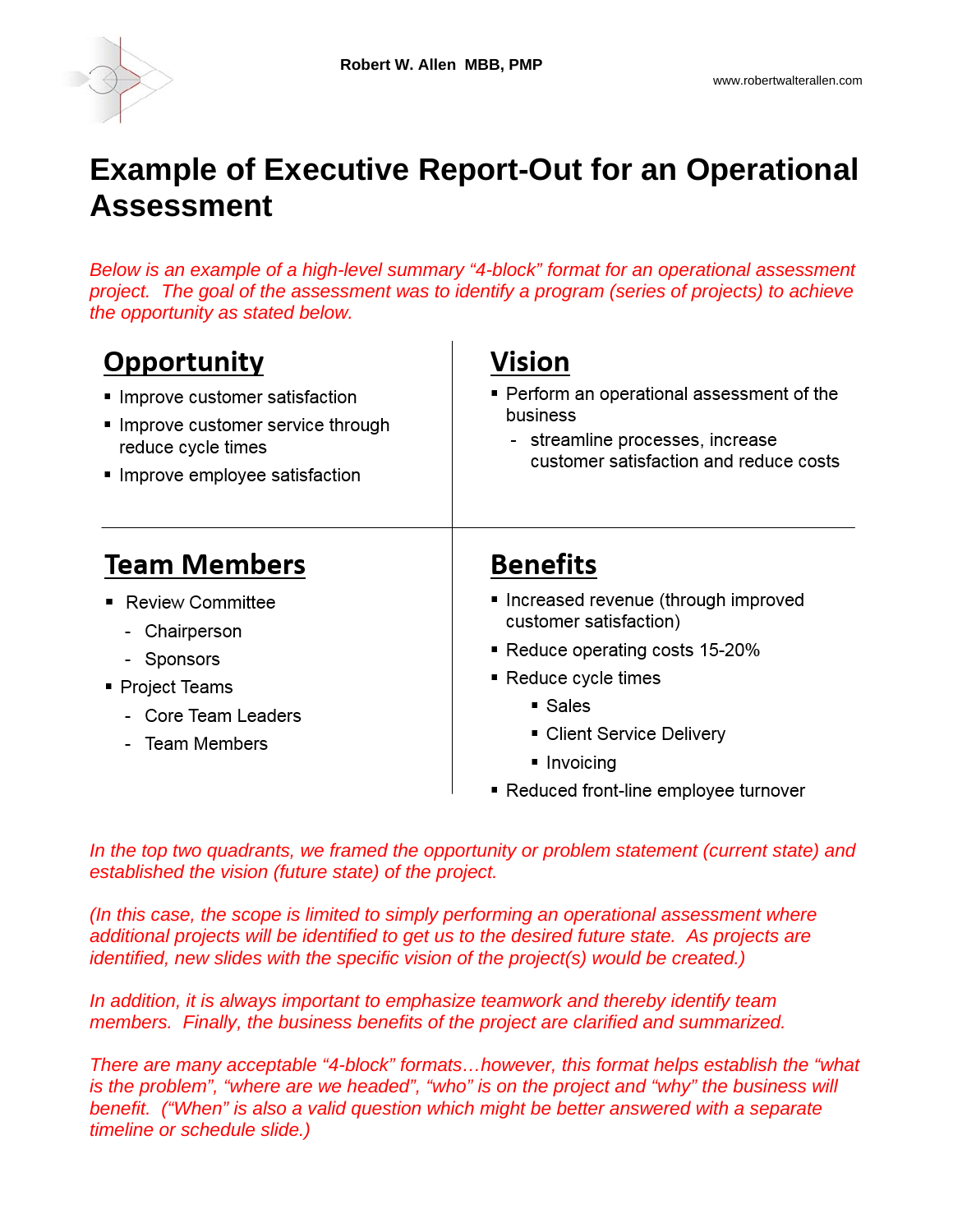Robert W. Allen MBB, PMP

www.robertwalterallen.com

# Example of Executive Report-Out for an Operational Assessment

*Below is an example of a high-level summary "4-block" format for an operational assessment project. The goal of the assessment was to identify a program (series of projects) to achieve the opportunity as stated below.*

## Opportunity

- Improve customer satisfaction
- Improve customer service through reduce cycle times
- Improve employee satisfaction

## Vision

- Perform an operational assessment of the business
  - streamline processes, increase customer satisfaction and reduce costs

## Team Members

- Review Committee
  - Chairperson
  - Sponsors
- Project Teams
  - Core Team Leaders
  - Team Members

## Benefits

- Increased revenue (through improved customer satisfaction)
- Reduce operating costs 15-20%
- Reduce cycle times
  - Sales
  - Client Service Delivery
  - Invoicing
- Reduced front-line employee turnover

*In the top two quadrants, we framed the opportunity or problem statement (current state) and established the vision (future state) of the project.*

*(In this case, the scope is limited to simply performing an operational assessment where additional projects will be identified to get us to the desired future state. As projects are identified, new slides with the specific vision of the project(s) would be created.)*

*In addition, it is always important to emphasize teamwork and thereby identify team members. Finally, the business benefits of the project are clarified and summarized.*

*There are many acceptable "4-block" formats…however, this format helps establish the "what is the problem", "where are we headed", "who" is on the project and "why" the business will benefit. ("When" is also a valid question which might be better answered with a separate timeline or schedule slide.)*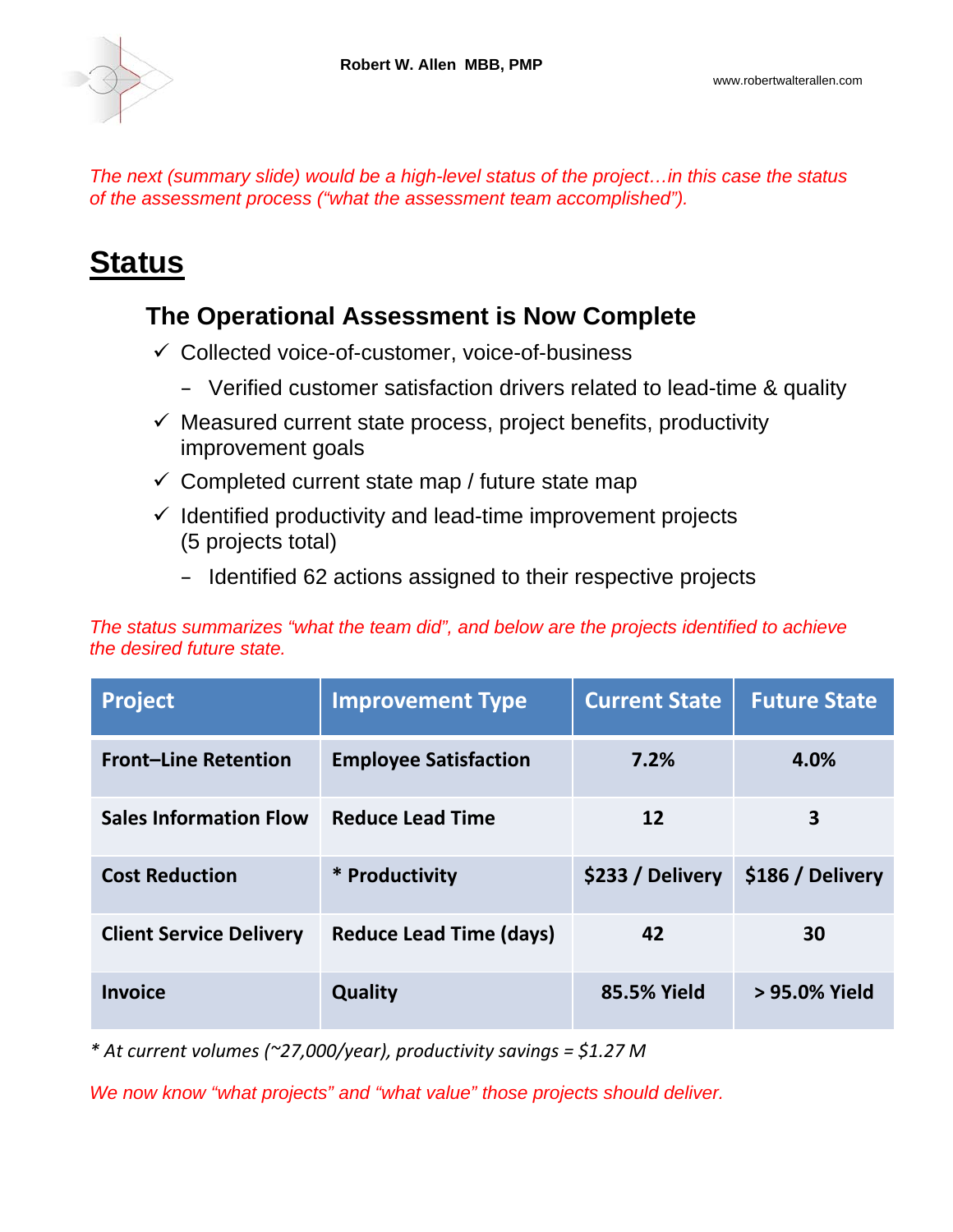*The next (summary slide) would be a high-level status of the project…in this case the status of the assessment process ("what the assessment team accomplished").*

# Status

### The Operational Assessment is Now Complete

- ✓ Collected voice-of-customer, voice-of-business
  - Verified customer satisfaction drivers related to lead-time & quality
- ✓ Measured current state process, project benefits, productivity improvement goals
- ✓ Completed current state map / future state map
- ✓ Identified productivity and lead-time improvement projects (5 projects total)
  - Identified 62 actions assigned to their respective projects

*The status summarizes "what the team did", and below are the projects identified to achieve the desired future state.*

| Project | Improvement Type | Current State | Future State |
|---|---|---|---|
| **Front–Line Retention** | **Employee Satisfaction** | **7.2%** | **4.0%** |
| **Sales Information Flow** | **Reduce Lead Time** | **12** | **3** |
| **Cost Reduction** | **\* Productivity** | **$233 / Delivery** | **$186 / Delivery** |
| **Client Service Delivery** | **Reduce Lead Time (days)** | **42** | **30** |
| **Invoice** | **Quality** | **85.5% Yield** | **> 95.0% Yield** |

*\* At current volumes (~27,000/year), productivity savings = $1.27 M*

*We now know "what projects" and "what value" those projects should deliver.*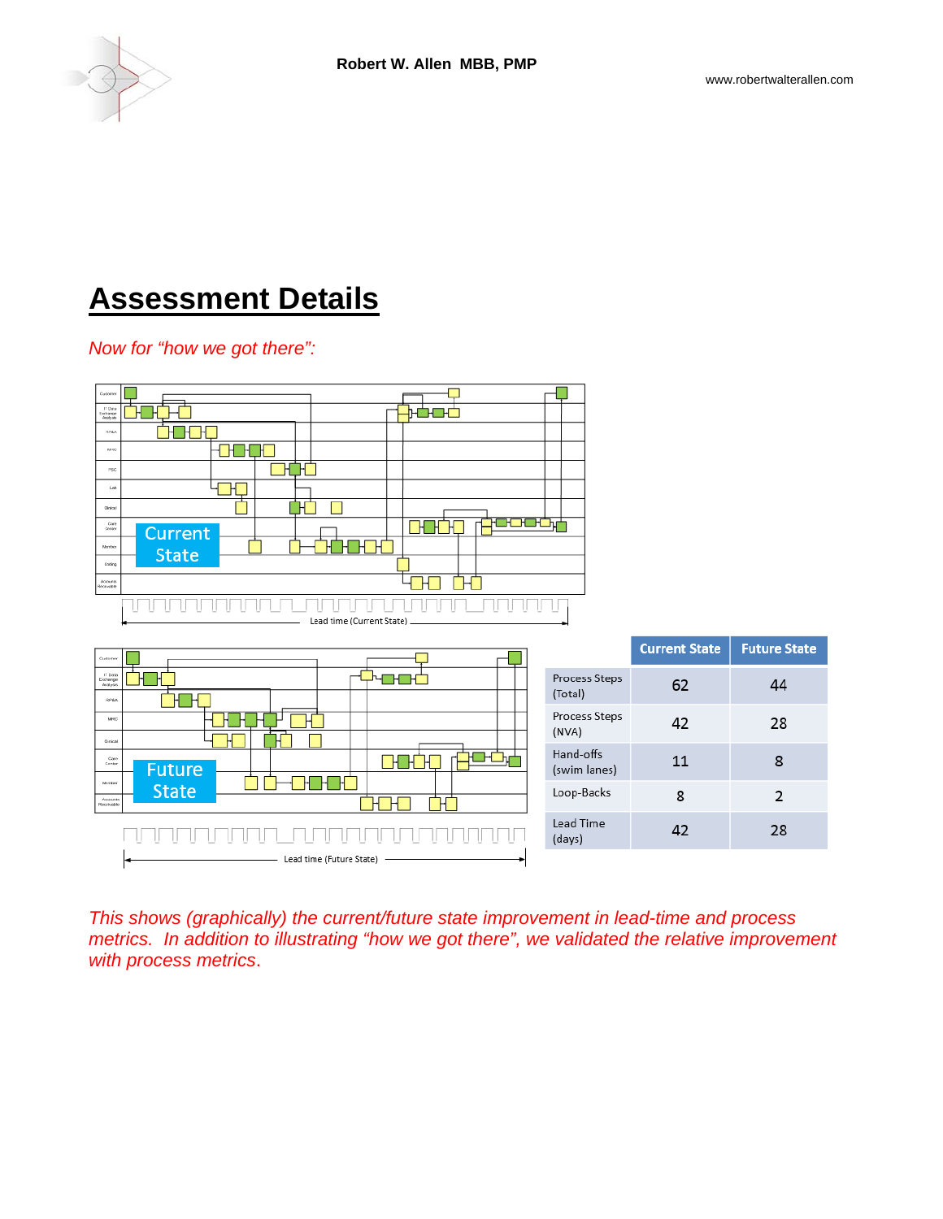# Assessment Details

*Now for "how we got there":*

| | Current State | Future State |
|---|---|---|
| Process Steps (Total) | 62 | 44 |
| Process Steps (NVA) | 42 | 28 |
| Hand-offs (swim lanes) | 11 | 8 |
| Loop-Backs | 8 | 2 |
| Lead Time (days) | 42 | 28 |

*This shows (graphically) the current/future state improvement in lead-time and process metrics. In addition to illustrating "how we got there", we validated the relative improvement with process metrics.*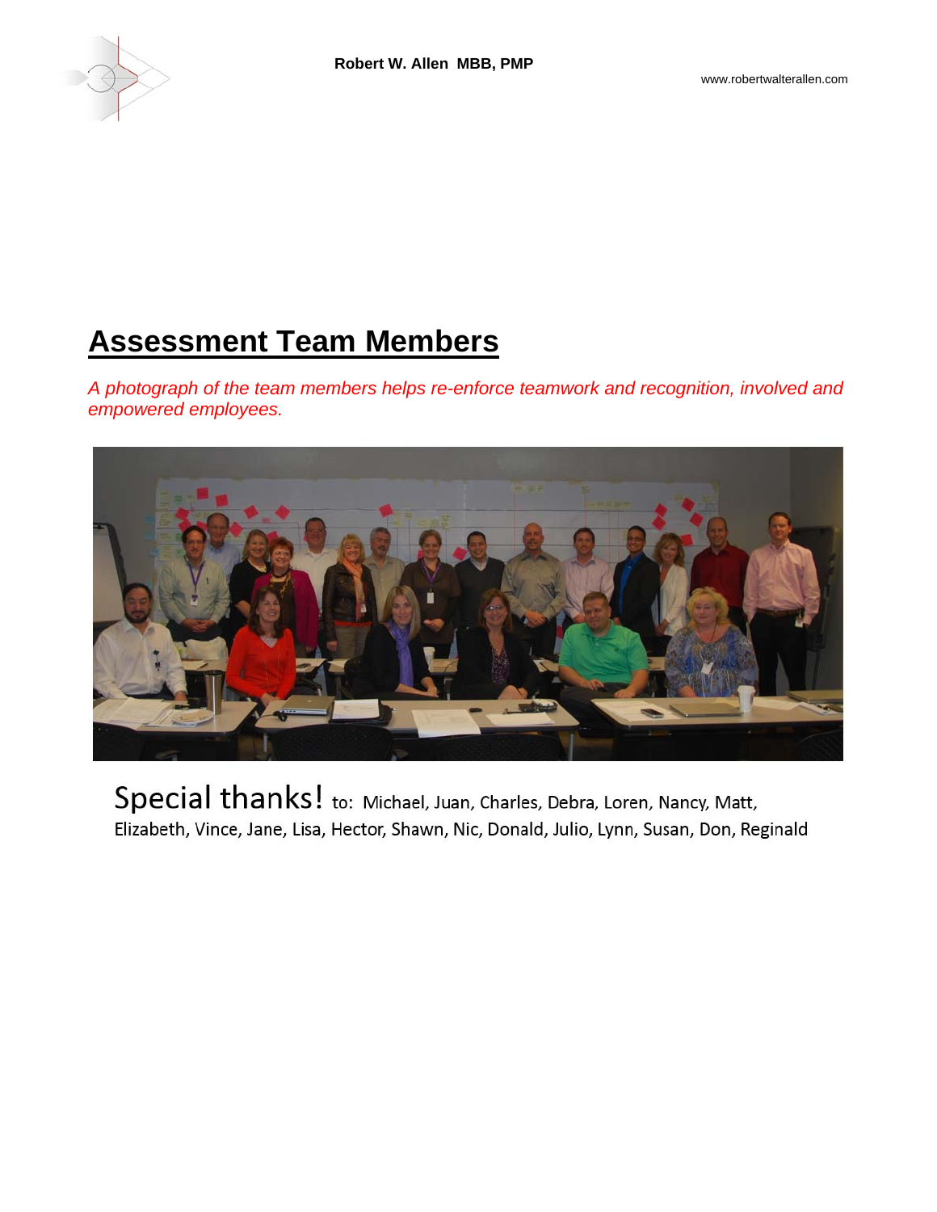## Assessment Team Members

*A photograph of the team members helps re-enforce teamwork and recognition, involved and empowered employees.*

Special thanks! to: Michael, Juan, Charles, Debra, Loren, Nancy, Matt, Elizabeth, Vince, Jane, Lisa, Hector, Shawn, Nic, Donald, Julio, Lynn, Susan, Don, Reginald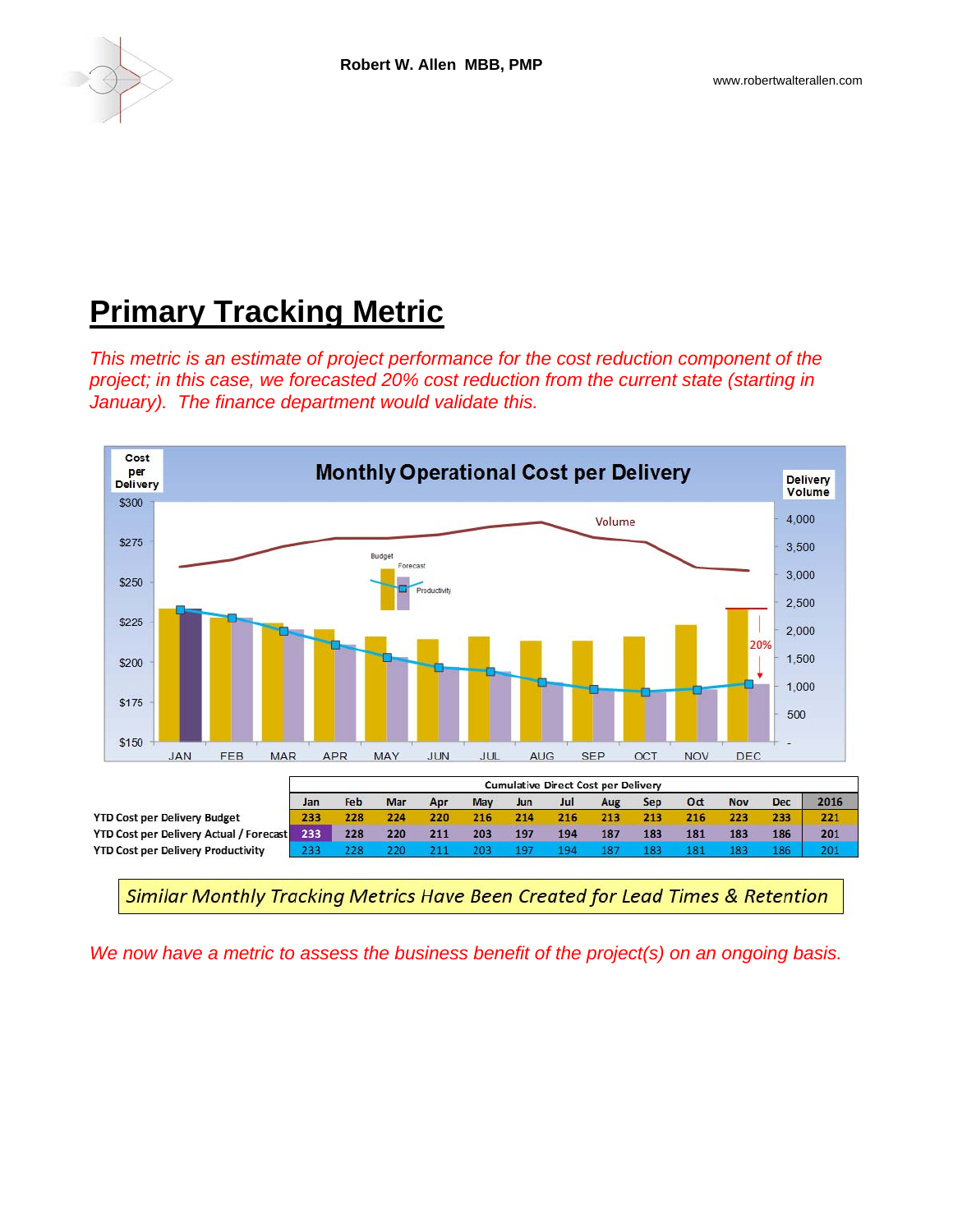## Primary Tracking Metric

*This metric is an estimate of project performance for the cost reduction component of the project; in this case, we forecasted 20% cost reduction from the current state (starting in January). The finance department would validate this.*

| Cumulative Direct Cost per Delivery | Jan | Feb | Mar | Apr | May | Jun | Jul | Aug | Sep | Oct | Nov | Dec | 2016 |
|---|---|---|---|---|---|---|---|---|---|---|---|---|---|
| YTD Cost per Delivery Budget | 233 | 228 | 224 | 220 | 216 | 214 | 216 | 213 | 213 | 216 | 223 | 233 | 221 |
| YTD Cost per Delivery Actual / Forecast | 233 | 228 | 220 | 211 | 203 | 197 | 194 | 187 | 183 | 181 | 183 | 186 | 201 |
| YTD Cost per Delivery Productivity | 233 | 228 | 220 | 211 | 203 | 197 | 194 | 187 | 183 | 181 | 183 | 186 | 201 |

*Similar Monthly Tracking Metrics Have Been Created for Lead Times & Retention*

*We now have a metric to assess the business benefit of the project(s) on an ongoing basis.*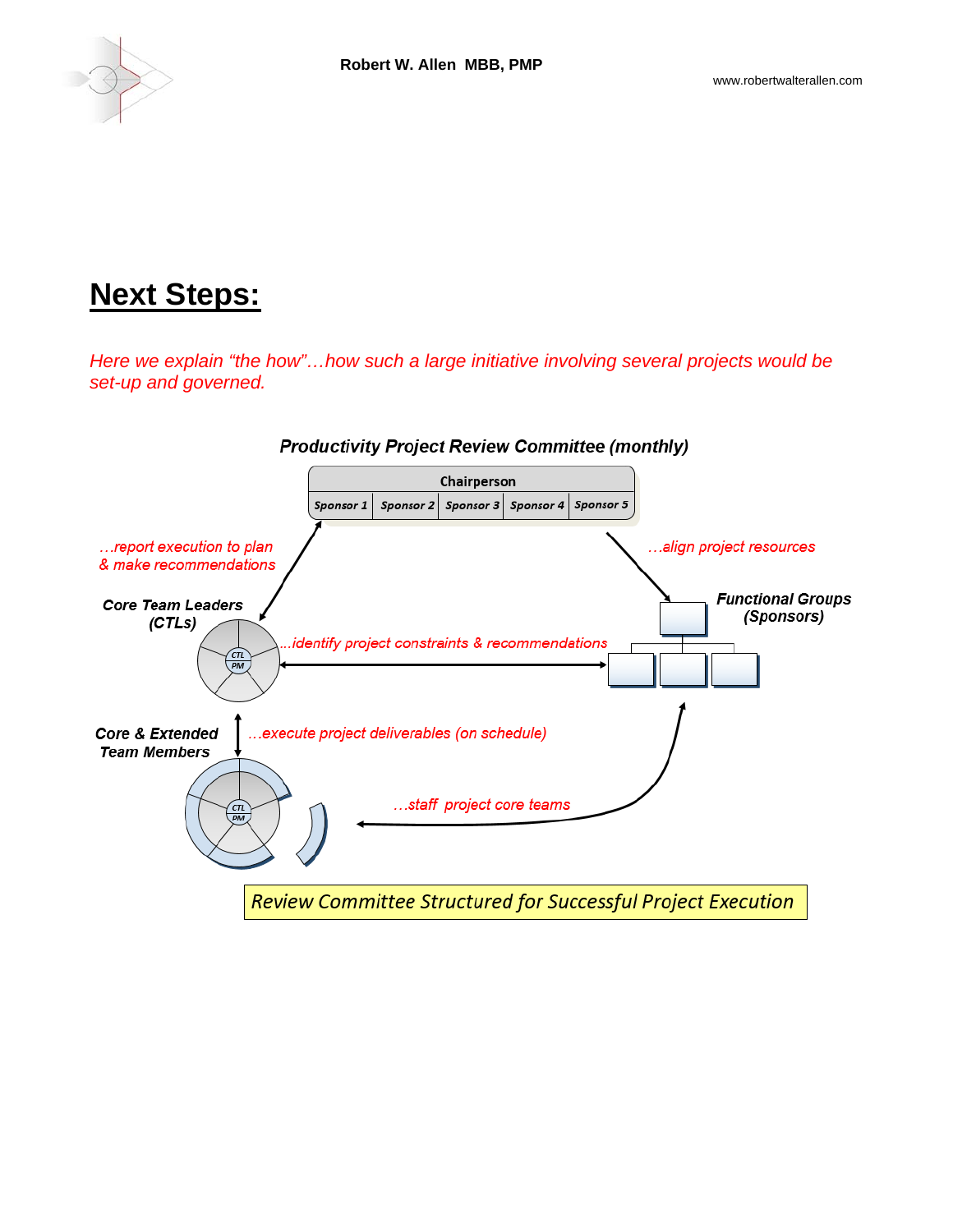# Next Steps:

*Here we explain "the how"…how such a large initiative involving several projects would be set-up and governed.*

***Productivity Project Review Committee (monthly)***

| Chairperson | | | | |
|---|---|---|---|---|
| *Sponsor 1* | *Sponsor 2* | *Sponsor 3* | *Sponsor 4* | *Sponsor 5* |

*…report execution to plan & make recommendations*

*…align project resources*

***Core Team Leaders (CTLs)***

***Functional Groups (Sponsors)***

*…identify project constraints & recommendations*

CTL PM

***Core & Extended Team Members***

*…execute project deliverables (on schedule)*

CTL PM

*…staff project core teams*

*Review Committee Structured for Successful Project Execution*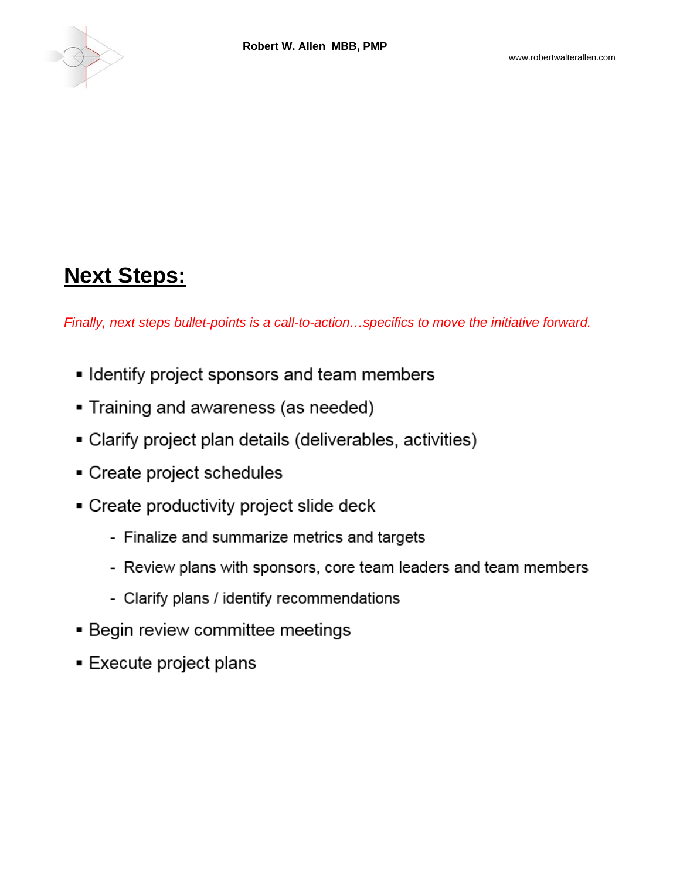## **Next Steps:**

*Finally, next steps bullet-points is a call-to-action…specifics to move the initiative forward.*

- Identify project sponsors and team members
- Training and awareness (as needed)
- Clarify project plan details (deliverables, activities)
- Create project schedules
- Create productivity project slide deck
  - Finalize and summarize metrics and targets
  - Review plans with sponsors, core team leaders and team members
  - Clarify plans / identify recommendations
- Begin review committee meetings
- Execute project plans